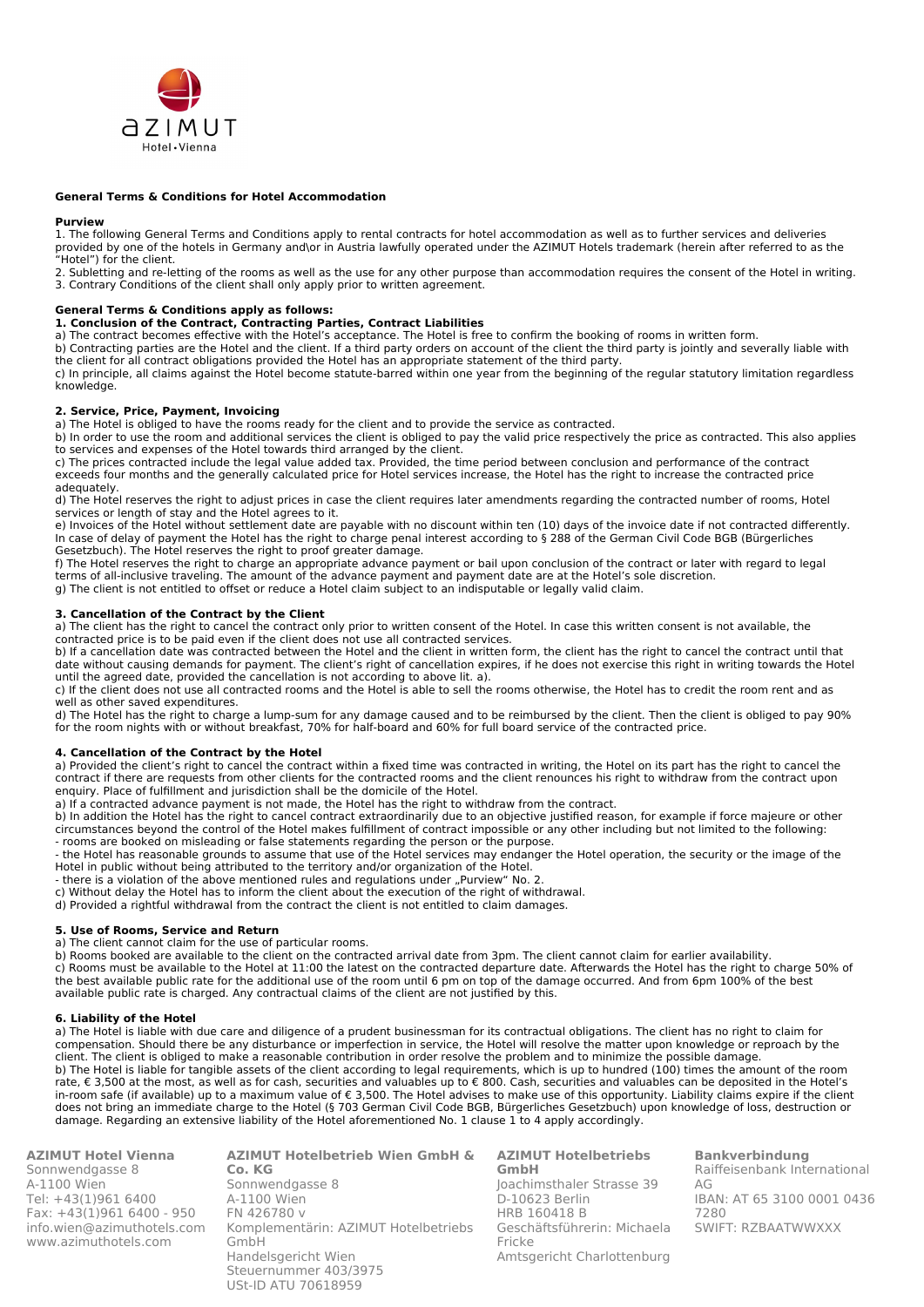## General Terms & Conditions for Hotel Accommodation

**Purview**

1. The following General Terms and Conditions apply to rental contracts for hotel accommodation as well as to further services and deliveries provided by one of the hotels in Germany and\or in Austria lawfully operated under the AZIMUT Hotels trademark (herein after referred to as the "Hotel") for the client.
2. Subletting and re-letting of the rooms as well as the use for any other purpose than accommodation requires the consent of the Hotel in writing.
3. Contrary Conditions of the client shall only apply prior to written agreement.

**General Terms & Conditions apply as follows:**

**1. Conclusion of the Contract, Contracting Parties, Contract Liabilities**

a) The contract becomes effective with the Hotel's acceptance. The Hotel is free to confirm the booking of rooms in written form.
b) Contracting parties are the Hotel and the client. If a third party orders on account of the client the third party is jointly and severally liable with the client for all contract obligations provided the Hotel has an appropriate statement of the third party.
c) In principle, all claims against the Hotel become statute-barred within one year from the beginning of the regular statutory limitation regardless knowledge.

**2. Service, Price, Payment, Invoicing**

a) The Hotel is obliged to have the rooms ready for the client and to provide the service as contracted.
b) In order to use the room and additional services the client is obliged to pay the valid price respectively the price as contracted. This also applies to services and expenses of the Hotel towards third arranged by the client.
c) The prices contracted include the legal value added tax. Provided, the time period between conclusion and performance of the contract exceeds four months and the generally calculated price for Hotel services increase, the Hotel has the right to increase the contracted price adequately.
d) The Hotel reserves the right to adjust prices in case the client requires later amendments regarding the contracted number of rooms, Hotel services or length of stay and the Hotel agrees to it.
e) Invoices of the Hotel without settlement date are payable with no discount within ten (10) days of the invoice date if not contracted differently. In case of delay of payment the Hotel has the right to charge penal interest according to § 288 of the German Civil Code BGB (Bürgerliches Gesetzbuch). The Hotel reserves the right to proof greater damage.
f) The Hotel reserves the right to charge an appropriate advance payment or bail upon conclusion of the contract or later with regard to legal terms of all-inclusive traveling. The amount of the advance payment and payment date are at the Hotel's sole discretion.
g) The client is not entitled to offset or reduce a Hotel claim subject to an indisputable or legally valid claim.

**3. Cancellation of the Contract by the Client**

a) The client has the right to cancel the contract only prior to written consent of the Hotel. In case this written consent is not available, the contracted price is to be paid even if the client does not use all contracted services.
b) If a cancellation date was contracted between the Hotel and the client in written form, the client has the right to cancel the contract until that date without causing demands for payment. The client's right of cancellation expires, if he does not exercise this right in writing towards the Hotel until the agreed date, provided the cancellation is not according to above lit. a).
c) If the client does not use all contracted rooms and the Hotel is able to sell the rooms otherwise, the Hotel has to credit the room rent and as well as other saved expenditures.
d) The Hotel has the right to charge a lump-sum for any damage caused and to be reimbursed by the client. Then the client is obliged to pay 90% for the room nights with or without breakfast, 70% for half-board and 60% for full board service of the contracted price.

**4. Cancellation of the Contract by the Hotel**

a) Provided the client's right to cancel the contract within a fixed time was contracted in writing, the Hotel on its part has the right to cancel the contract if there are requests from other clients for the contracted rooms and the client renounces his right to withdraw from the contract upon enquiry. Place of fulfillment and jurisdiction shall be the domicile of the Hotel.
a) If a contracted advance payment is not made, the Hotel has the right to withdraw from the contract.
b) In addition the Hotel has the right to cancel contract extraordinarily due to an objective justified reason, for example if force majeure or other circumstances beyond the control of the Hotel makes fulfillment of contract impossible or any other including but not limited to the following:
- rooms are booked on misleading or false statements regarding the person or the purpose.
- the Hotel has reasonable grounds to assume that use of the Hotel services may endanger the Hotel operation, the security or the image of the Hotel in public without being attributed to the territory and/or organization of the Hotel.
- there is a violation of the above mentioned rules and regulations under „Purview" No. 2.

c) Without delay the Hotel has to inform the client about the execution of the right of withdrawal.
d) Provided a rightful withdrawal from the contract the client is not entitled to claim damages.

**5. Use of Rooms, Service and Return**

a) The client cannot claim for the use of particular rooms.
b) Rooms booked are available to the client on the contracted arrival date from 3pm. The client cannot claim for earlier availability.
c) Rooms must be available to the Hotel at 11:00 the latest on the contracted departure date. Afterwards the Hotel has the right to charge 50% of the best available public rate for the additional use of the room until 6 pm on top of the damage occurred. And from 6pm 100% of the best available public rate is charged. Any contractual claims of the client are not justified by this.

**6. Liability of the Hotel**

a) The Hotel is liable with due care and diligence of a prudent businessman for its contractual obligations. The client has no right to claim for compensation. Should there be any disturbance or imperfection in service, the Hotel will resolve the matter upon knowledge or reproach by the client. The client is obliged to make a reasonable contribution in order resolve the problem and to minimize the possible damage.
b) The Hotel is liable for tangible assets of the client according to legal requirements, which is up to hundred (100) times the amount of the room rate, € 3,500 at the most, as well as for cash, securities and valuables up to € 800. Cash, securities and valuables can be deposited in the Hotel's in-room safe (if available) up to a maximum value of € 3,500. The Hotel advises to make use of this opportunity. Liability claims expire if the client does not bring an immediate charge to the Hotel (§ 703 German Civil Code BGB, Bürgerliches Gesetzbuch) upon knowledge of loss, destruction or damage. Regarding an extensive liability of the Hotel aforementioned No. 1 clause 1 to 4 apply accordingly.

**AZIMUT Hotel Vienna**
Sonnwendgasse 8
A-1100 Wien
Tel: +43(1)961 6400
Fax: +43(1)961 6400 - 950
info.wien@azimuthotels.com
www.azimuthotels.com

**AZIMUT Hotelbetrieb Wien GmbH & Co. KG**
Sonnwendgasse 8
A-1100 Wien
FN 426780 v
Komplementärin: AZIMUT Hotelbetriebs GmbH
Handelsgericht Wien
Steuernummer 403/3975
USt-ID ATU 70618959

**AZIMUT Hotelbetriebs GmbH**
Joachimsthaler Strasse 39
D-10623 Berlin
HRB 160418 B
Geschäftsführerin: Michaela Fricke
Amtsgericht Charlottenburg

**Bankverbindung**
Raiffeisenbank International AG
IBAN: AT 65 3100 0001 0436 7280
SWIFT: RZBAATWWXXX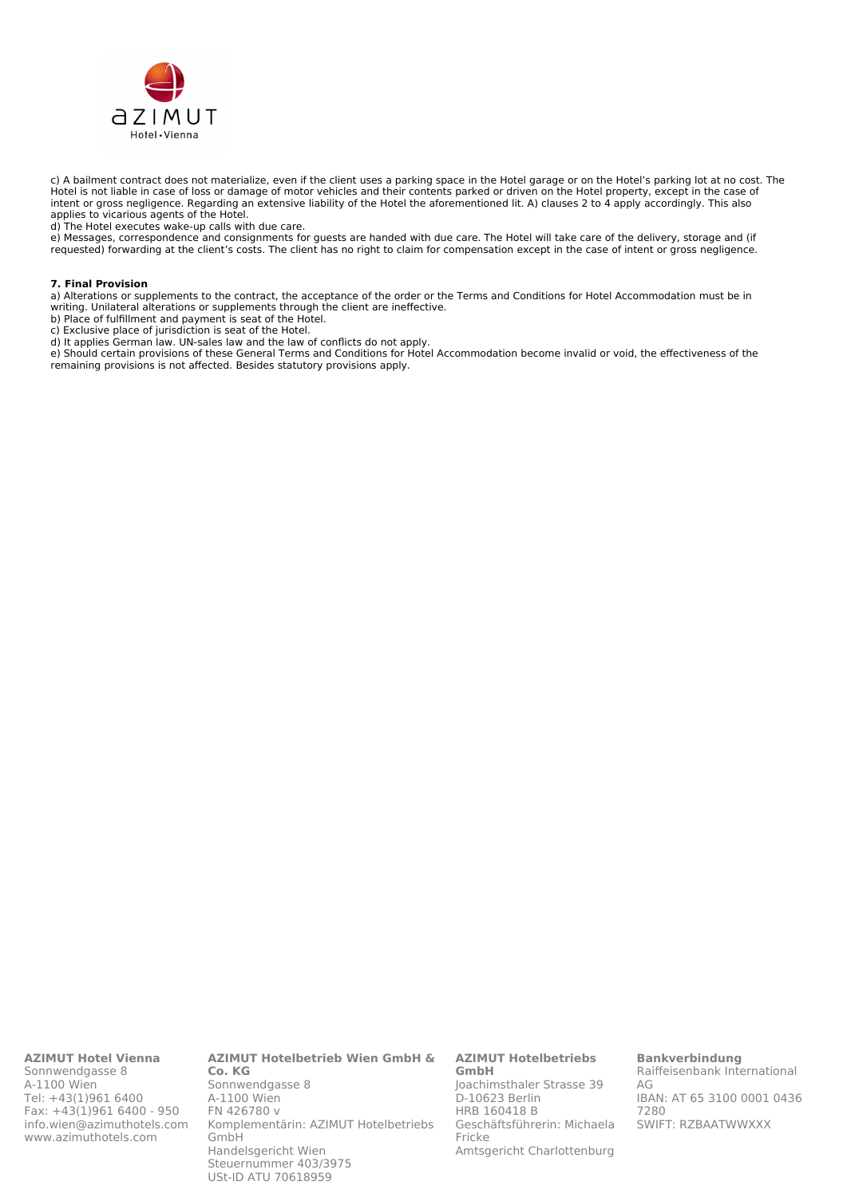c) A bailment contract does not materialize, even if the client uses a parking space in the Hotel garage or on the Hotel's parking lot at no cost. The Hotel is not liable in case of loss or damage of motor vehicles and their contents parked or driven on the Hotel property, except in the case of intent or gross negligence. Regarding an extensive liability of the Hotel the aforementioned lit. A) clauses 2 to 4 apply accordingly. This also applies to vicarious agents of the Hotel.
d) The Hotel executes wake-up calls with due care.
e) Messages, correspondence and consignments for guests are handed with due care. The Hotel will take care of the delivery, storage and (if requested) forwarding at the client's costs. The client has no right to claim for compensation except in the case of intent or gross negligence.

**7. Final Provision**

a) Alterations or supplements to the contract, the acceptance of the order or the Terms and Conditions for Hotel Accommodation must be in writing. Unilateral alterations or supplements through the client are ineffective.
b) Place of fulfillment and payment is seat of the Hotel.
c) Exclusive place of jurisdiction is seat of the Hotel.
d) It applies German law. UN-sales law and the law of conflicts do not apply.
e) Should certain provisions of these General Terms and Conditions for Hotel Accommodation become invalid or void, the effectiveness of the remaining provisions is not affected. Besides statutory provisions apply.

**AZIMUT Hotel Vienna**
Sonnwendgasse 8
A-1100 Wien
Tel: +43(1)961 6400
Fax: +43(1)961 6400 - 950
info.wien@azimuthotels.com
www.azimuthotels.com

**AZIMUT Hotelbetrieb Wien GmbH & Co. KG**
Sonnwendgasse 8
A-1100 Wien
FN 426780 v
Komplementärin: AZIMUT Hotelbetriebs GmbH
Handelsgericht Wien
Steuernummer 403/3975
USt-ID ATU 70618959

**AZIMUT Hotelbetriebs GmbH**
Joachimsthaler Strasse 39
D-10623 Berlin
HRB 160418 B
Geschäftsführerin: Michaela Fricke
Amtsgericht Charlottenburg

**Bankverbindung**
Raiffeisenbank International AG
IBAN: AT 65 3100 0001 0436 7280
SWIFT: RZBAATWWXXX